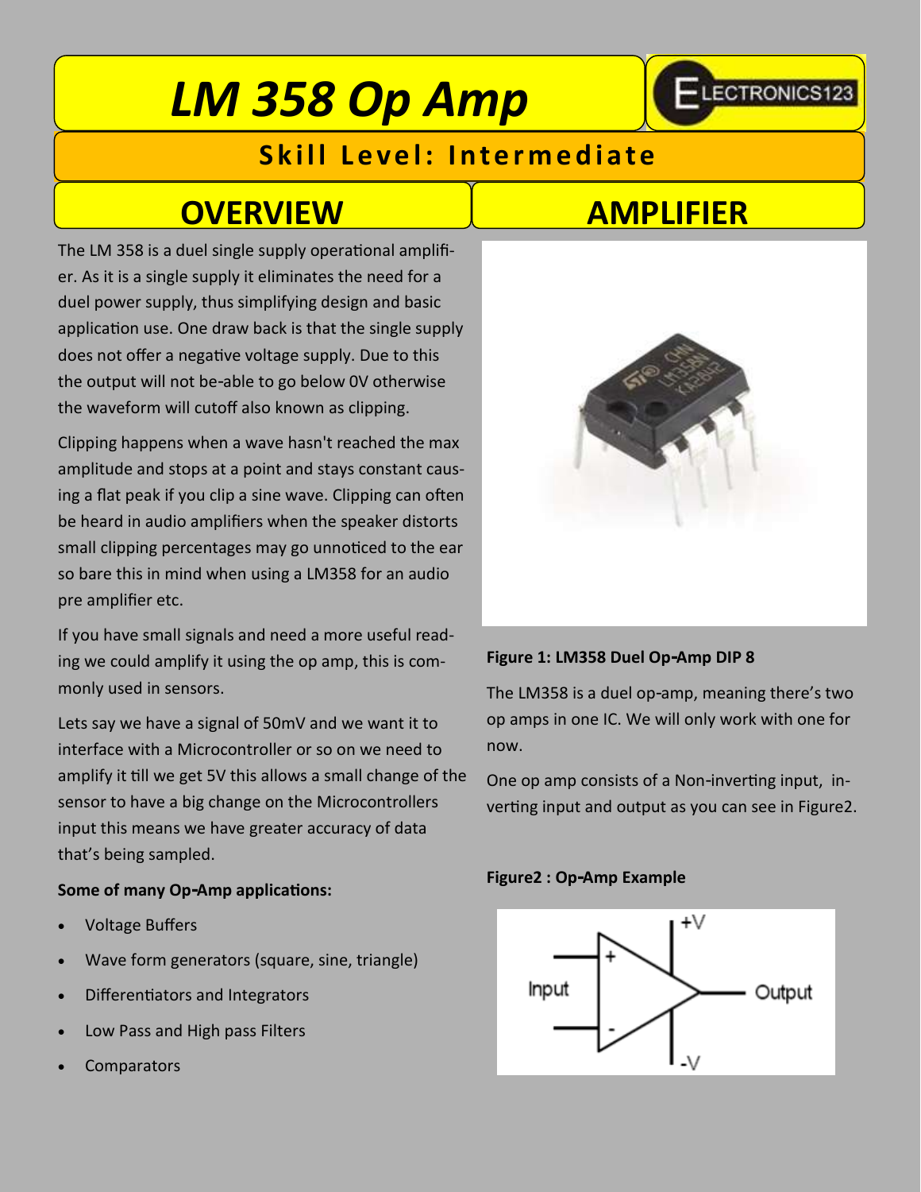# LM 358 Op Amp

ELECTRONICS123

**Skill Level: Intermediate**

## OVERVIEW

The LM 358 is a duel single supply operational amplifier. As it is a single supply it eliminates the need for a duel power supply, thus simplifying design and basic application use. One draw back is that the single supply does not offer a negative voltage supply. Due to this the output will not be-able to go below 0V otherwise the waveform will cutoff also known as clipping.

Clipping happens when a wave hasn't reached the max amplitude and stops at a point and stays constant causing a flat peak if you clip a sine wave. Clipping can often be heard in audio amplifiers when the speaker distorts small clipping percentages may go unnoticed to the ear so bare this in mind when using a LM358 for an audio pre amplifier etc.

If you have small signals and need a more useful reading we could amplify it using the op amp, this is commonly used in sensors.

Lets say we have a signal of 50mV and we want it to interface with a Microcontroller or so on we need to amplify it till we get 5V this allows a small change of the sensor to have a big change on the Microcontrollers input this means we have greater accuracy of data that's being sampled.

**Some of many Op-Amp applications:**

- Voltage Buffers
- Wave form generators (square, sine, triangle)
- Differentiators and Integrators
- Low Pass and High pass Filters
- Comparators

## AMPLIFIER

**Figure 1: LM358 Duel Op-Amp DIP 8**

The LM358 is a duel op-amp, meaning there's two op amps in one IC. We will only work with one for now.

One op amp consists of a Non-inverting input, inverting input and output as you can see in Figure2.

**Figure2 : Op-Amp Example**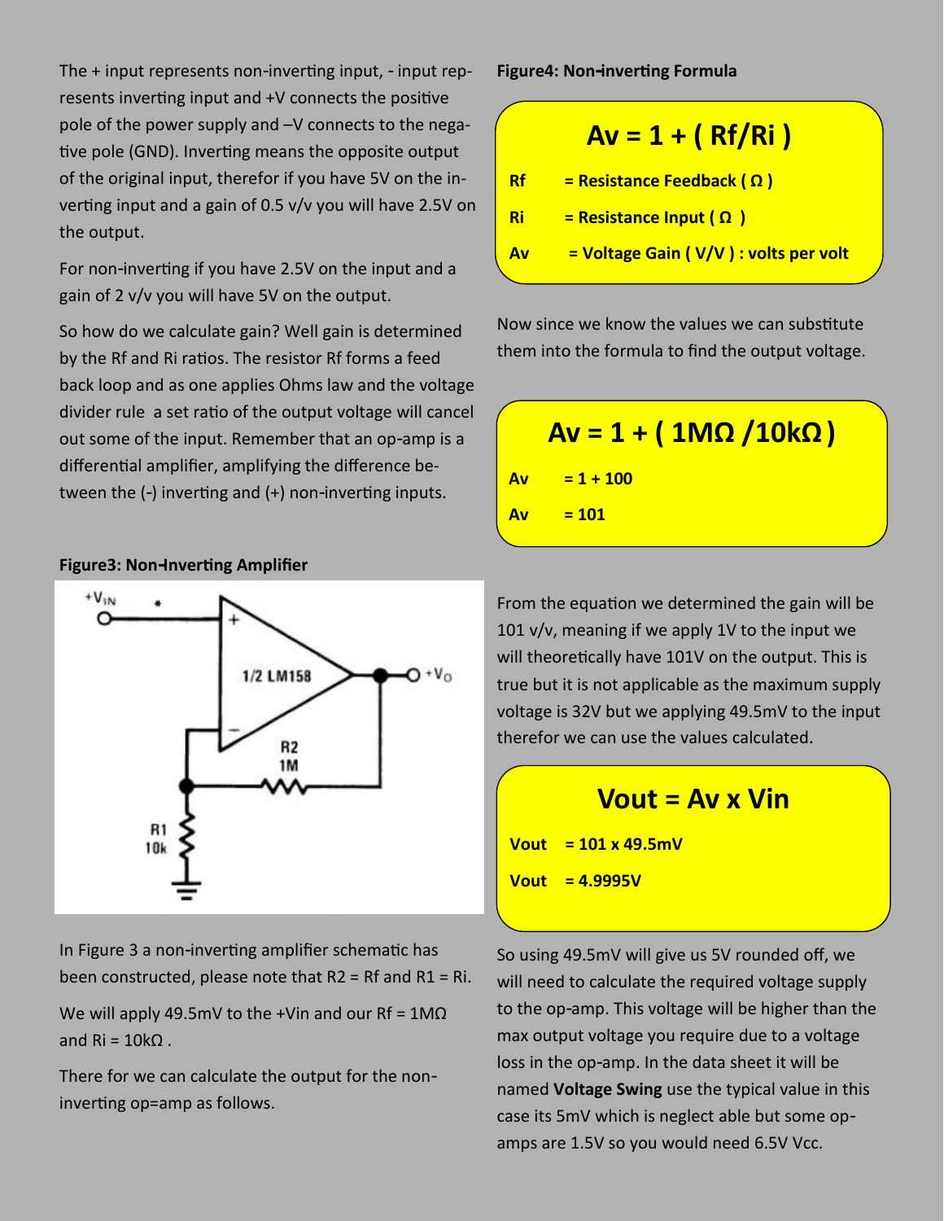The + input represents non-inverting input, - input represents inverting input and +V connects the positive pole of the power supply and –V connects to the negative pole (GND). Inverting means the opposite output of the original input, therefor if you have 5V on the inverting input and a gain of 0.5 v/v you will have 2.5V on the output.

For non-inverting if you have 2.5V on the input and a gain of 2 v/v you will have 5V on the output.

So how do we calculate gain? Well gain is determined by the Rf and Ri ratios. The resistor Rf forms a feed back loop and as one applies Ohms law and the voltage divider rule a set ratio of the output voltage will cancel out some of the input. Remember that an op-amp is a differential amplifier, amplifying the difference between the (-) inverting and (+) non-inverting inputs.

**Figure3: Non-Inverting Amplifier**

In Figure 3 a non-inverting amplifier schematic has been constructed, please note that R2 = Rf and R1 = Ri.

We will apply 49.5mV to the +Vin and our Rf = 1MΩ and Ri = 10kΩ .

There for we can calculate the output for the non-inverting op=amp as follows.

**Figure4: Non-inverting Formula**

$$Av = 1 + (Rf/Ri)$$

**Rf** = Resistance Feedback ( Ω )

**Ri** = Resistance Input ( Ω )

**Av** = Voltage Gain ( V/V ) : volts per volt

Now since we know the values we can substitute them into the formula to find the output voltage.

$$Av = 1 + (1M\Omega / 10k\Omega)$$

**Av** = 1 + 100

**Av** = 101

From the equation we determined the gain will be 101 v/v, meaning if we apply 1V to the input we will theoretically have 101V on the output. This is true but it is not applicable as the maximum supply voltage is 32V but we applying 49.5mV to the input therefor we can use the values calculated.

$$Vout = Av \times Vin$$

**Vout** = 101 x 49.5mV

**Vout** = 4.9995V

So using 49.5mV will give us 5V rounded off, we will need to calculate the required voltage supply to the op-amp. This voltage will be higher than the max output voltage you require due to a voltage loss in the op-amp. In the data sheet it will be named **Voltage Swing** use the typical value in this case its 5mV which is neglect able but some op-amps are 1.5V so you would need 6.5V Vcc.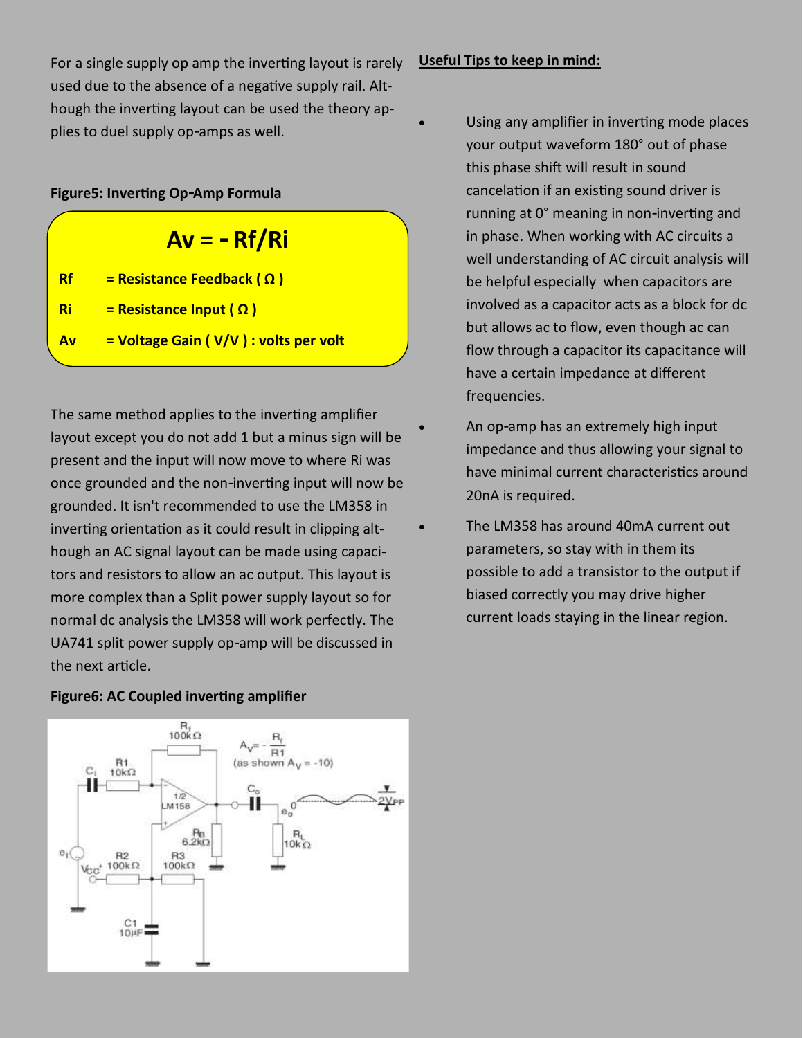For a single supply op amp the inverting layout is rarely used due to the absence of a negative supply rail. Although the inverting layout can be used the theory applies to duel supply op-amps as well.

**Figure5: Inverting Op-Amp Formula**

$$Av = - Rf/Ri$$

**Rf = Resistance Feedback ( Ω )**

**Ri = Resistance Input ( Ω )**

**Av = Voltage Gain ( V/V ) : volts per volt**

The same method applies to the inverting amplifier layout except you do not add 1 but a minus sign will be present and the input will now move to where Ri was once grounded and the non-inverting input will now be grounded. It isn't recommended to use the LM358 in inverting orientation as it could result in clipping although an AC signal layout can be made using capacitors and resistors to allow an ac output. This layout is more complex than a Split power supply layout so for normal dc analysis the LM358 will work perfectly. The UA741 split power supply op-amp will be discussed in the next article.

**Figure6: AC Coupled inverting amplifier**

**Useful Tips to keep in mind:**

- Using any amplifier in inverting mode places your output waveform 180° out of phase this phase shift will result in sound cancelation if an existing sound driver is running at 0° meaning in non-inverting and in phase. When working with AC circuits a well understanding of AC circuit analysis will be helpful especially when capacitors are involved as a capacitor acts as a block for dc but allows ac to flow, even though ac can flow through a capacitor its capacitance will have a certain impedance at different frequencies.
- An op-amp has an extremely high input impedance and thus allowing your signal to have minimal current characteristics around 20nA is required.
- The LM358 has around 40mA current out parameters, so stay with in them its possible to add a transistor to the output if biased correctly you may drive higher current loads staying in the linear region.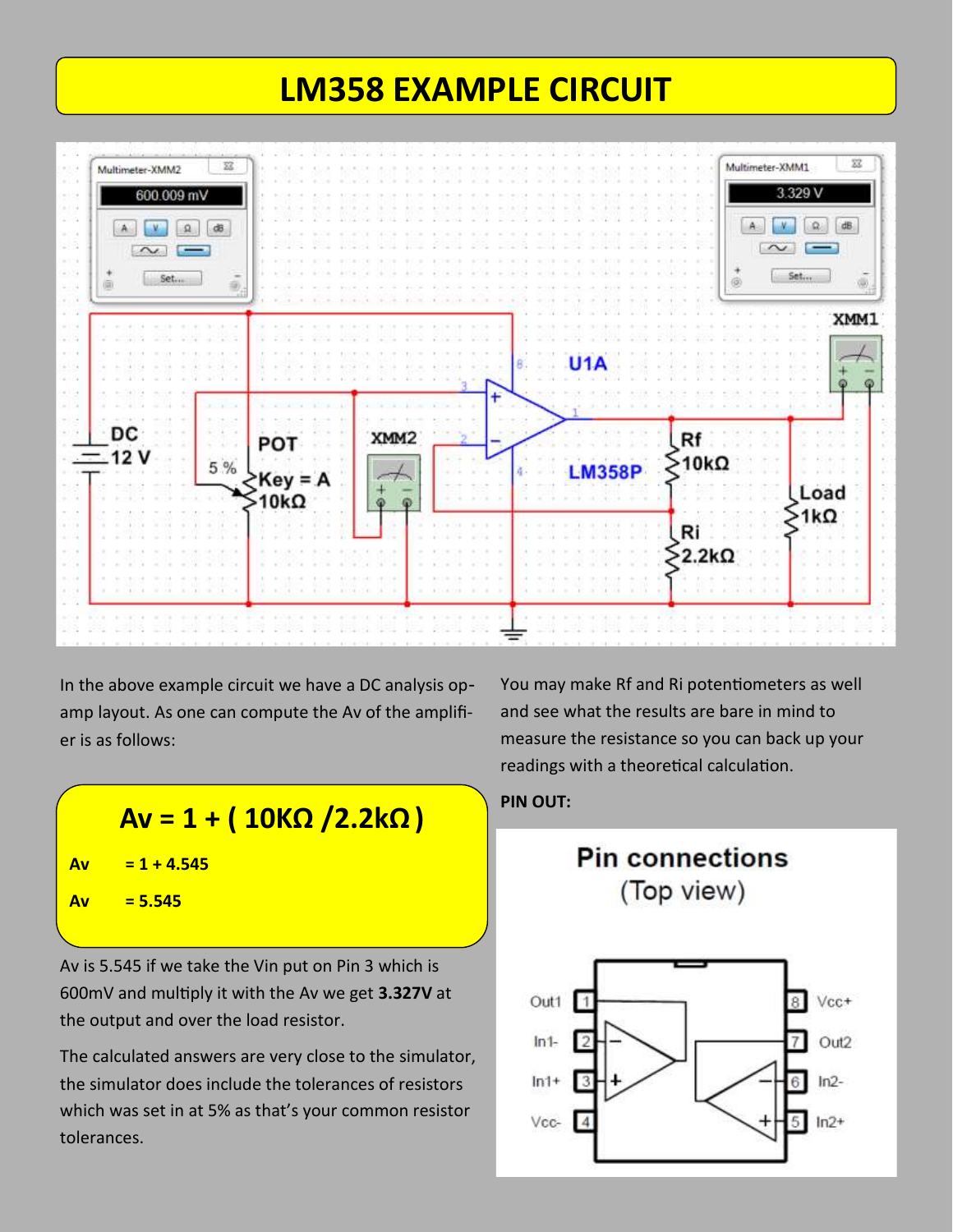# LM358 EXAMPLE CIRCUIT

In the above example circuit we have a DC analysis op-amp layout. As one can compute the Av of the amplifier is as follows:

$$Av = 1 + (10K\Omega / 2.2k\Omega)$$

**Av = 1 + 4.545**

**Av = 5.545**

Av is 5.545 if we take the Vin put on Pin 3 which is 600mV and multiply it with the Av we get **3.327V** at the output and over the load resistor.

The calculated answers are very close to the simulator, the simulator does include the tolerances of resistors which was set in at 5% as that's your common resistor tolerances.

You may make Rf and Ri potentiometers as well and see what the results are bare in mind to measure the resistance so you can back up your readings with a theoretical calculation.

**PIN OUT:**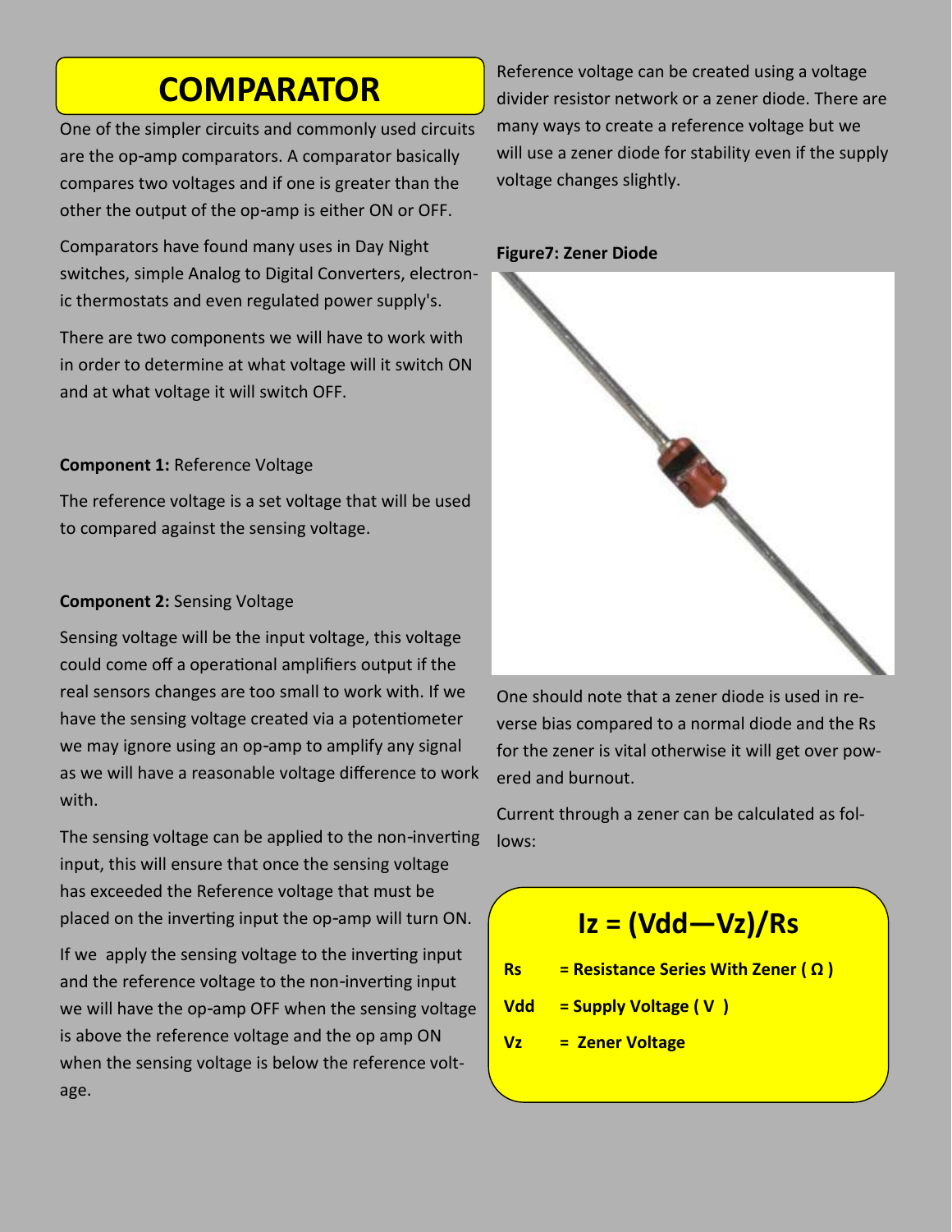# COMPARATOR

One of the simpler circuits and commonly used circuits are the op-amp comparators. A comparator basically compares two voltages and if one is greater than the other the output of the op-amp is either ON or OFF.

Comparators have found many uses in Day Night switches, simple Analog to Digital Converters, electronic thermostats and even regulated power supply's.

There are two components we will have to work with in order to determine at what voltage will it switch ON and at what voltage it will switch OFF.

**Component 1:** Reference Voltage

The reference voltage is a set voltage that will be used to compared against the sensing voltage.

**Component 2:** Sensing Voltage

Sensing voltage will be the input voltage, this voltage could come off a operational amplifiers output if the real sensors changes are too small to work with. If we have the sensing voltage created via a potentiometer we may ignore using an op-amp to amplify any signal as we will have a reasonable voltage difference to work with.

The sensing voltage can be applied to the non-inverting input, this will ensure that once the sensing voltage has exceeded the Reference voltage that must be placed on the inverting input the op-amp will turn ON.

If we apply the sensing voltage to the inverting input and the reference voltage to the non-inverting input we will have the op-amp OFF when the sensing voltage is above the reference voltage and the op amp ON when the sensing voltage is below the reference voltage.

Reference voltage can be created using a voltage divider resistor network or a zener diode. There are many ways to create a reference voltage but we will use a zener diode for stability even if the supply voltage changes slightly.

**Figure7: Zener Diode**

One should note that a zener diode is used in reverse bias compared to a normal diode and the Rs for the zener is vital otherwise it will get over powered and burnout.

Current through a zener can be calculated as follows:

$$I_z = (V_{dd} - V_z)/R_s$$

**Rs** = Resistance Series With Zener ( Ω )

**Vdd** = Supply Voltage ( V )

**Vz** = Zener Voltage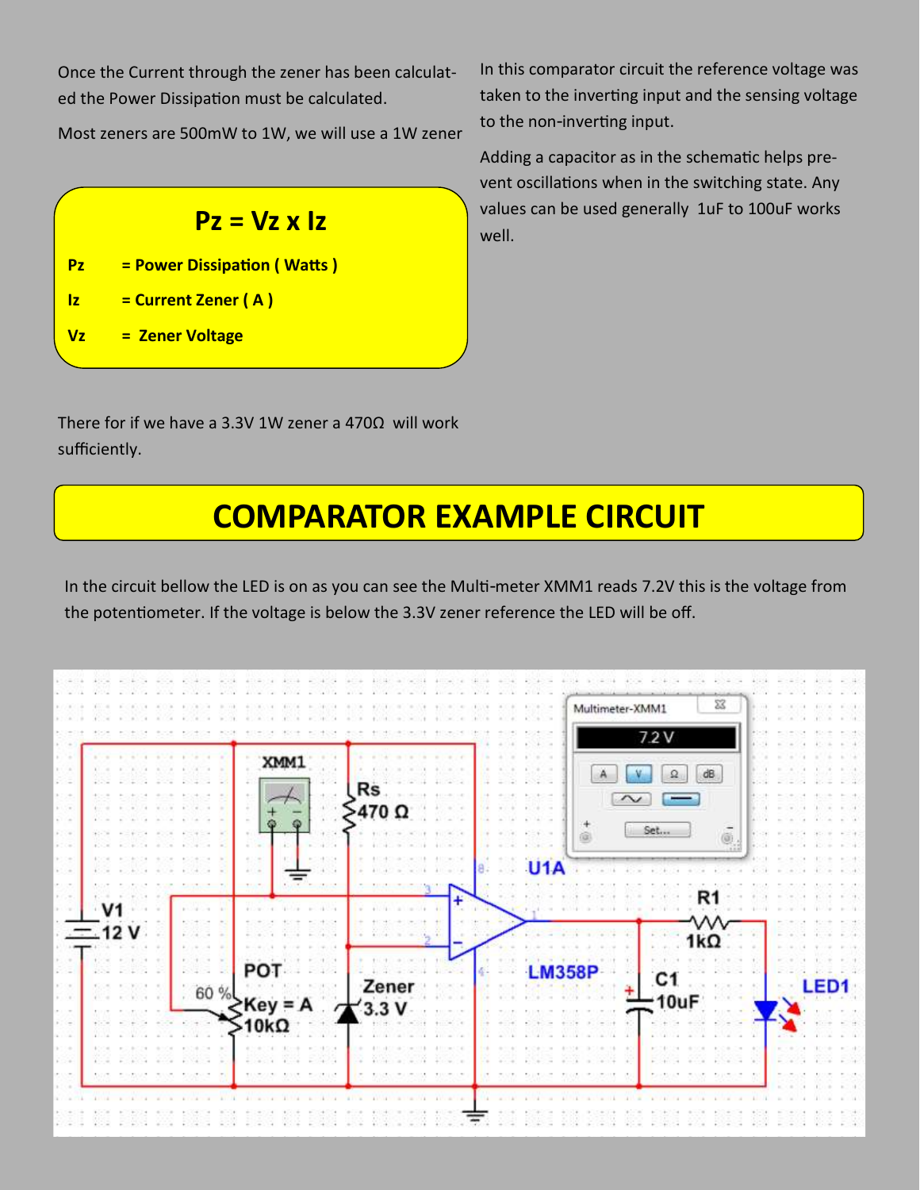Once the Current through the zener has been calculated the Power Dissipation must be calculated.

Most zeners are 500mW to 1W, we will use a 1W zener

$$Pz = Vz \times Iz$$

**Pz** = **Power Dissipation ( Watts )**

**Iz** = **Current Zener ( A )**

**Vz** = **Zener Voltage**

There for if we have a 3.3V 1W zener a 470Ω will work sufficiently.

In this comparator circuit the reference voltage was taken to the inverting input and the sensing voltage to the non-inverting input.

Adding a capacitor as in the schematic helps prevent oscillations when in the switching state. Any values can be used generally 1uF to 100uF works well.

# COMPARATOR EXAMPLE CIRCUIT

In the circuit bellow the LED is on as you can see the Multi-meter XMM1 reads 7.2V this is the voltage from the potentiometer. If the voltage is below the 3.3V zener reference the LED will be off.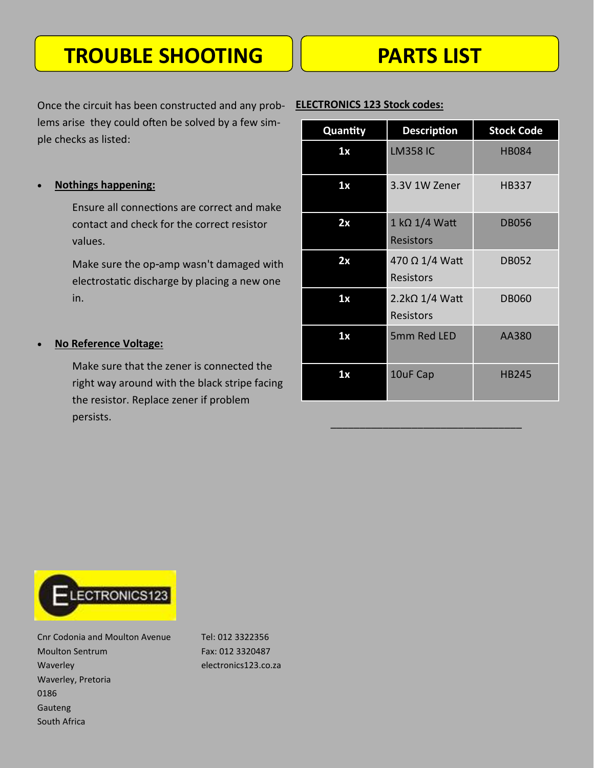# TROUBLE SHOOTING

Once the circuit has been constructed and any problems arise they could often be solved by a few simple checks as listed:

- **Nothings happening:**

  Ensure all connections are correct and make contact and check for the correct resistor values.

  Make sure the op-amp wasn't damaged with electrostatic discharge by placing a new one in.

- **No Reference Voltage:**

  Make sure that the zener is connected the right way around with the black stripe facing the resistor. Replace zener if problem persists.

# PARTS LIST

**ELECTRONICS 123 Stock codes:**

| Quantity | Description | Stock Code |
|---|---|---|
| 1x | LM358 IC | HB084 |
| 1x | 3.3V 1W Zener | HB337 |
| 2x | 1 kΩ 1/4 Watt Resistors | DB056 |
| 2x | 470 Ω 1/4 Watt Resistors | DB052 |
| 1x | 2.2kΩ 1/4 Watt Resistors | DB060 |
| 1x | 5mm Red LED | AA380 |
| 1x | 10uF Cap | HB245 |

---

ELECTRONICS123

Cnr Codonia and Moulton Avenue
Moulton Sentrum
Waverley
Waverley, Pretoria
0186
Gauteng
South Africa

Tel: 012 3322356
Fax: 012 3320487
electronics123.co.za